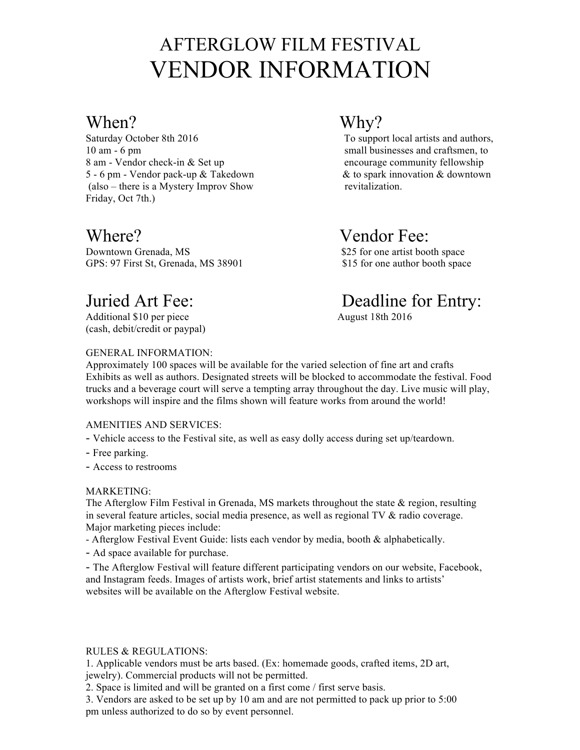# AFTERGLOW FILM FESTIVAL
# VENDOR INFORMATION

## When?

Saturday October 8th 2016
10 am - 6 pm
8 am - Vendor check-in & Set up
5 - 6 pm - Vendor pack-up & Takedown
(also – there is a Mystery Improv Show Friday, Oct 7th.)

## Why?

To support local artists and authors, small businesses and craftsmen, to encourage community fellowship & to spark innovation & downtown revitalization.

## Where?

Downtown Grenada, MS
GPS: 97 First St, Grenada, MS 38901

## Vendor Fee:

$25 for one artist booth space
$15 for one author booth space

## Juried Art Fee:

Additional $10 per piece
(cash, debit/credit or paypal)

## Deadline for Entry:

August 18th 2016

GENERAL INFORMATION:
Approximately 100 spaces will be available for the varied selection of fine art and crafts Exhibits as well as authors. Designated streets will be blocked to accommodate the festival. Food trucks and a beverage court will serve a tempting array throughout the day. Live music will play, workshops will inspire and the films shown will feature works from around the world!

AMENITIES AND SERVICES:
- Vehicle access to the Festival site, as well as easy dolly access during set up/teardown.
- Free parking.
- Access to restrooms

MARKETING:
The Afterglow Film Festival in Grenada, MS markets throughout the state & region, resulting in several feature articles, social media presence, as well as regional TV & radio coverage. Major marketing pieces include:
- Afterglow Festival Event Guide: lists each vendor by media, booth & alphabetically.
- Ad space available for purchase.
- The Afterglow Festival will feature different participating vendors on our website, Facebook, and Instagram feeds. Images of artists work, brief artist statements and links to artists' websites will be available on the Afterglow Festival website.

RULES & REGULATIONS:
1. Applicable vendors must be arts based. (Ex: homemade goods, crafted items, 2D art, jewelry). Commercial products will not be permitted.
2. Space is limited and will be granted on a first come / first serve basis.
3. Vendors are asked to be set up by 10 am and are not permitted to pack up prior to 5:00 pm unless authorized to do so by event personnel.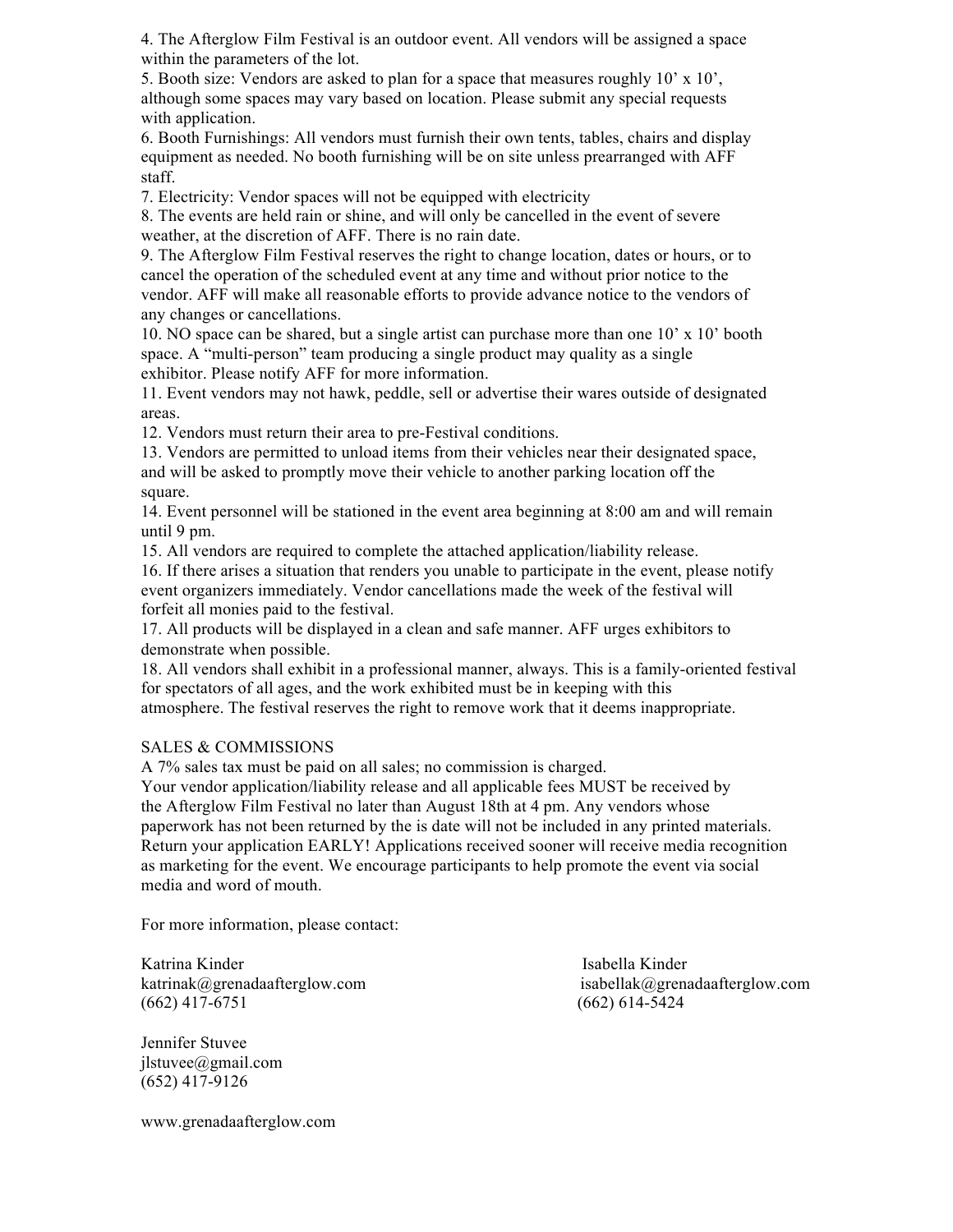4. The Afterglow Film Festival is an outdoor event. All vendors will be assigned a space within the parameters of the lot.
5. Booth size: Vendors are asked to plan for a space that measures roughly 10' x 10', although some spaces may vary based on location. Please submit any special requests with application.
6. Booth Furnishings: All vendors must furnish their own tents, tables, chairs and display equipment as needed. No booth furnishing will be on site unless prearranged with AFF staff.
7. Electricity: Vendor spaces will not be equipped with electricity
8. The events are held rain or shine, and will only be cancelled in the event of severe weather, at the discretion of AFF. There is no rain date.
9. The Afterglow Film Festival reserves the right to change location, dates or hours, or to cancel the operation of the scheduled event at any time and without prior notice to the vendor. AFF will make all reasonable efforts to provide advance notice to the vendors of any changes or cancellations.
10. NO space can be shared, but a single artist can purchase more than one 10' x 10' booth space. A "multi-person" team producing a single product may quality as a single exhibitor. Please notify AFF for more information.
11. Event vendors may not hawk, peddle, sell or advertise their wares outside of designated areas.
12. Vendors must return their area to pre-Festival conditions.
13. Vendors are permitted to unload items from their vehicles near their designated space, and will be asked to promptly move their vehicle to another parking location off the square.
14. Event personnel will be stationed in the event area beginning at 8:00 am and will remain until 9 pm.
15. All vendors are required to complete the attached application/liability release.
16. If there arises a situation that renders you unable to participate in the event, please notify event organizers immediately. Vendor cancellations made the week of the festival will forfeit all monies paid to the festival.
17. All products will be displayed in a clean and safe manner. AFF urges exhibitors to demonstrate when possible.
18. All vendors shall exhibit in a professional manner, always. This is a family-oriented festival for spectators of all ages, and the work exhibited must be in keeping with this atmosphere. The festival reserves the right to remove work that it deems inappropriate.

SALES & COMMISSIONS

A 7% sales tax must be paid on all sales; no commission is charged.
Your vendor application/liability release and all applicable fees MUST be received by the Afterglow Film Festival no later than August 18th at 4 pm. Any vendors whose paperwork has not been returned by the is date will not be included in any printed materials. Return your application EARLY! Applications received sooner will receive media recognition as marketing for the event. We encourage participants to help promote the event via social media and word of mouth.

For more information, please contact:

Katrina Kinder
katrinak@grenadaafterglow.com
(662) 417-6751

Isabella Kinder
isabellak@grenadaafterglow.com
(662) 614-5424

Jennifer Stuvee
jlstuvee@gmail.com
(652) 417-9126

www.grenadaafterglow.com